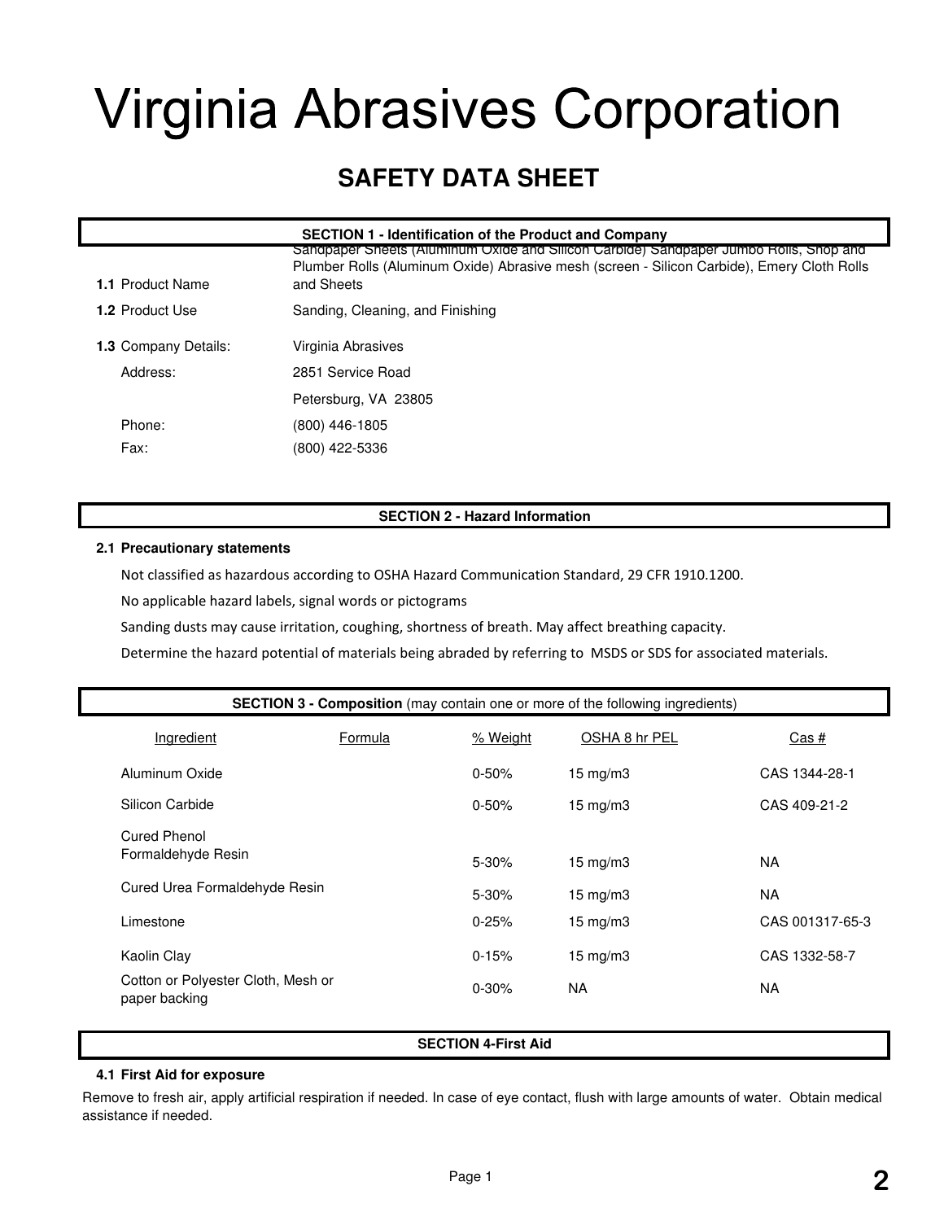# Virginia Abrasives Corporation

## SAFETY DATA SHEET

### SECTION 1 - Identification of the Product and Company

**1.1** Product Name: Sandpaper Sheets (Aluminum Oxide and Silicon Carbide) Sandpaper Jumbo Rolls, Shop and Plumber Rolls (Aluminum Oxide) Abrasive mesh (screen - Silicon Carbide), Emery Cloth Rolls and Sheets

**1.2** Product Use: Sanding, Cleaning, and Finishing

**1.3** Company Details: Virginia Abrasives

Address: 2851 Service Road  
Petersburg, VA 23805

Phone: (800) 446-1805  
Fax: (800) 422-5336

### SECTION 2 - Hazard Information

**2.1 Precautionary statements**

Not classified as hazardous according to OSHA Hazard Communication Standard, 29 CFR 1910.1200.

No applicable hazard labels, signal words or pictograms

Sanding dusts may cause irritation, coughing, shortness of breath. May affect breathing capacity.

Determine the hazard potential of materials being abraded by referring to MSDS or SDS for associated materials.

### SECTION 3 - Composition (may contain one or more of the following ingredients)

| Ingredient | Formula | % Weight | OSHA 8 hr PEL | Cas # |
|---|---|---|---|---|
| Aluminum Oxide | | 0-50% | 15 mg/m3 | CAS 1344-28-1 |
| Silicon Carbide | | 0-50% | 15 mg/m3 | CAS 409-21-2 |
| Cured Phenol Formaldehyde Resin | | 5-30% | 15 mg/m3 | NA |
| Cured Urea Formaldehyde Resin | | 5-30% | 15 mg/m3 | NA |
| Limestone | | 0-25% | 15 mg/m3 | CAS 001317-65-3 |
| Kaolin Clay | | 0-15% | 15 mg/m3 | CAS 1332-58-7 |
| Cotton or Polyester Cloth, Mesh or paper backing | | 0-30% | NA | NA |

### SECTION 4-First Aid

**4.1 First Aid for exposure**

Remove to fresh air, apply artificial respiration if needed. In case of eye contact, flush with large amounts of water. Obtain medical assistance if needed.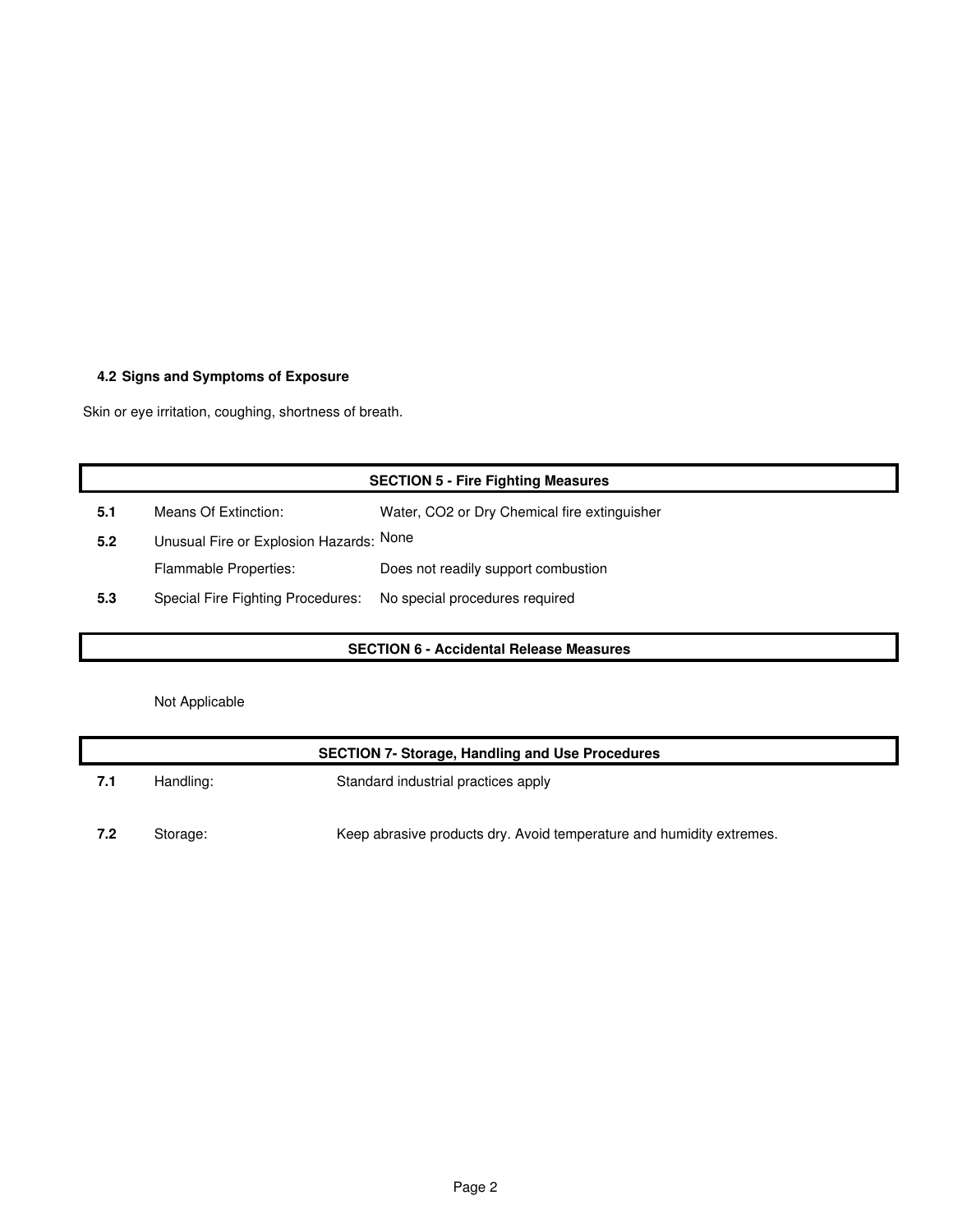### 4.2 Signs and Symptoms of Exposure

Skin or eye irritation, coughing, shortness of breath.

## SECTION 5 - Fire Fighting Measures

| | | |
|---|---|---|
| **5.1** | Means Of Extinction: | Water, $CO_2$ or Dry Chemical fire extinguisher |
| **5.2** | Unusual Fire or Explosion Hazards: | None |
| | Flammable Properties: | Does not readily support combustion |
| **5.3** | Special Fire Fighting Procedures: | No special procedures required |

## SECTION 6 - Accidental Release Measures

Not Applicable

## SECTION 7- Storage, Handling and Use Procedures

| | | |
|---|---|---|
| **7.1** | Handling: | Standard industrial practices apply |
| **7.2** | Storage: | Keep abrasive products dry. Avoid temperature and humidity extremes. |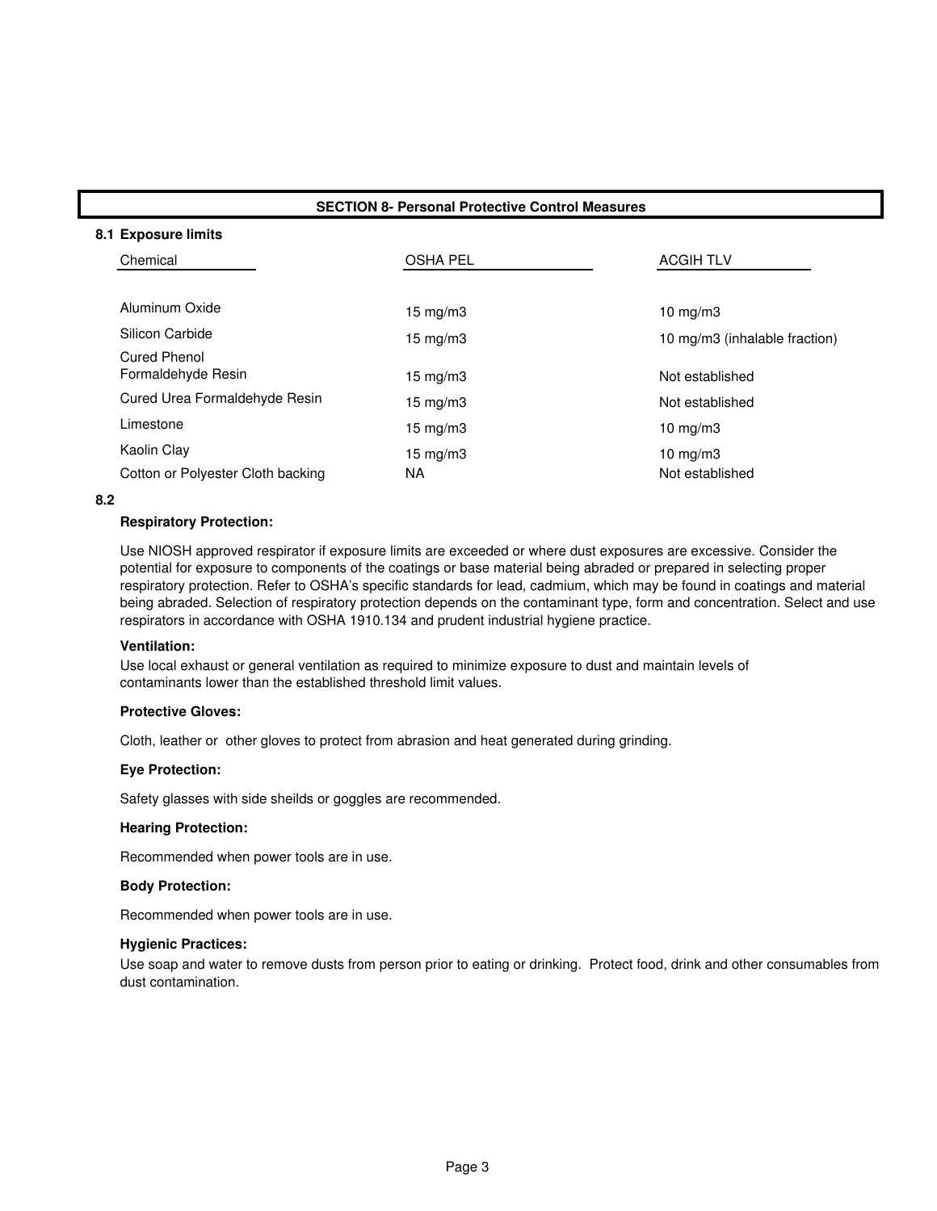## SECTION 8- Personal Protective Control Measures

### 8.1 Exposure limits

| Chemical | OSHA PEL | ACGIH TLV |
|---|---|---|
| Aluminum Oxide | 15 mg/m3 | 10 mg/m3 |
| Silicon Carbide | 15 mg/m3 | 10 mg/m3 (inhalable fraction) |
| Cured Phenol Formaldehyde Resin | 15 mg/m3 | Not established |
| Cured Urea Formaldehyde Resin | 15 mg/m3 | Not established |
| Limestone | 15 mg/m3 | 10 mg/m3 |
| Kaolin Clay | 15 mg/m3 | 10 mg/m3 |
| Cotton or Polyester Cloth backing | NA | Not established |

### 8.2

**Respiratory Protection:**

Use NIOSH approved respirator if exposure limits are exceeded or where dust exposures are excessive. Consider the potential for exposure to components of the coatings or base material being abraded or prepared in selecting proper respiratory protection. Refer to OSHA's specific standards for lead, cadmium, which may be found in coatings and material being abraded. Selection of respiratory protection depends on the contaminant type, form and concentration. Select and use respirators in accordance with OSHA 1910.134 and prudent industrial hygiene practice.

**Ventilation:**

Use local exhaust or general ventilation as required to minimize exposure to dust and maintain levels of contaminants lower than the established threshold limit values.

**Protective Gloves:**

Cloth, leather or other gloves to protect from abrasion and heat generated during grinding.

**Eye Protection:**

Safety glasses with side sheilds or goggles are recommended.

**Hearing Protection:**

Recommended when power tools are in use.

**Body Protection:**

Recommended when power tools are in use.

**Hygienic Practices:**

Use soap and water to remove dusts from person prior to eating or drinking. Protect food, drink and other consumables from dust contamination.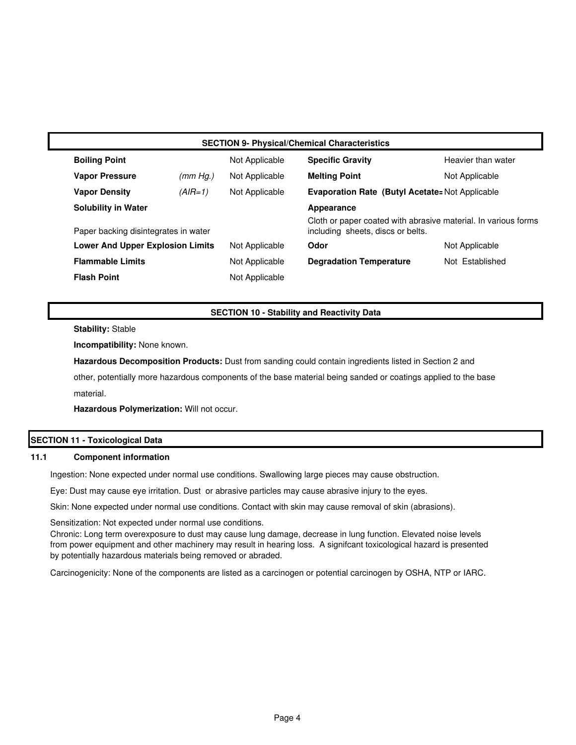## SECTION 9- Physical/Chemical Characteristics

| Property | | Value | Property | Value |
|---|---|---|---|---|
| **Boiling Point** | | Not Applicable | **Specific Gravity** | Heavier than water |
| **Vapor Pressure** | *(mm Hg.)* | Not Applicable | **Melting Point** | Not Applicable |
| **Vapor Density** | *(AIR=1)* | Not Applicable | **Evaporation Rate (Butyl Acetate=** | Not Applicable |
| **Solubility in Water** | | | **Appearance** | |
| Paper backing disintegrates in water | | | Cloth or paper coated with abrasive material. In various forms including sheets, discs or belts. | |
| **Lower And Upper Explosion Limits** | | Not Applicable | **Odor** | Not Applicable |
| **Flammable Limits** | | Not Applicable | **Degradation Temperature** | Not Established |
| **Flash Point** | | Not Applicable | | |

## SECTION 10 - Stability and Reactivity Data

**Stability:** Stable

**Incompatibility:** None known.

**Hazardous Decomposition Products:** Dust from sanding could contain ingredients listed in Section 2 and other, potentially more hazardous components of the base material being sanded or coatings applied to the base material.

**Hazardous Polymerization:** Will not occur.

## SECTION 11 - Toxicological Data

### 11.1 Component information

Ingestion: None expected under normal use conditions. Swallowing large pieces may cause obstruction.

Eye: Dust may cause eye irritation. Dust or abrasive particles may cause abrasive injury to the eyes.

Skin: None expected under normal use conditions. Contact with skin may cause removal of skin (abrasions).

Sensitization: Not expected under normal use conditions.

Chronic: Long term overexposure to dust may cause lung damage, decrease in lung function. Elevated noise levels from power equipment and other machinery may result in hearing loss. A signifcant toxicological hazard is presented by potentially hazardous materials being removed or abraded.

Carcinogenicity: None of the components are listed as a carcinogen or potential carcinogen by OSHA, NTP or IARC.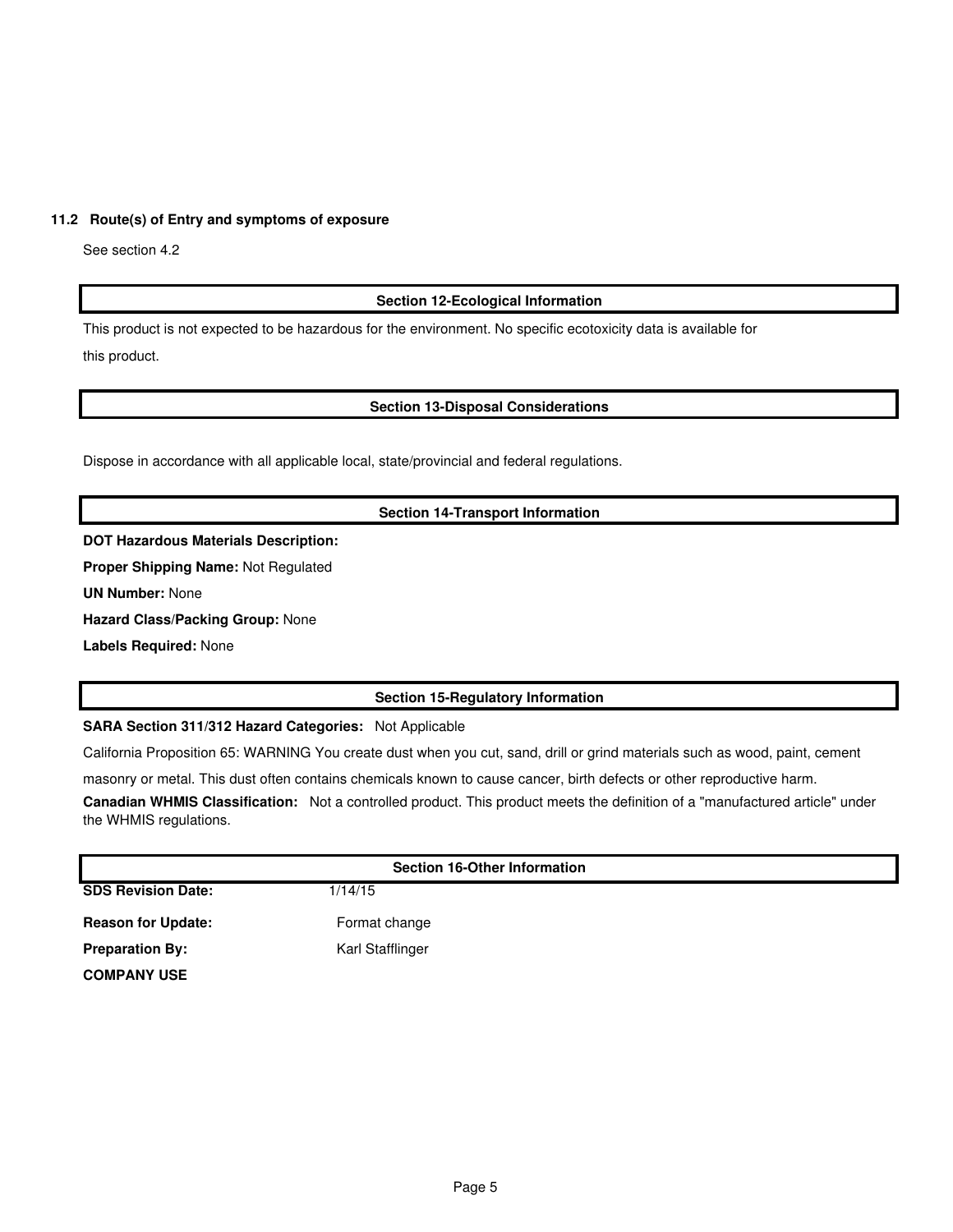### 11.2 Route(s) of Entry and symptoms of exposure

See section 4.2

## Section 12-Ecological Information

This product is not expected to be hazardous for the environment. No specific ecotoxicity data is available for this product.

## Section 13-Disposal Considerations

Dispose in accordance with all applicable local, state/provincial and federal regulations.

## Section 14-Transport Information

**DOT Hazardous Materials Description:**

**Proper Shipping Name:** Not Regulated

**UN Number:** None

**Hazard Class/Packing Group:** None

**Labels Required:** None

## Section 15-Regulatory Information

**SARA Section 311/312 Hazard Categories:** Not Applicable

California Proposition 65: WARNING You create dust when you cut, sand, drill or grind materials such as wood, paint, cement masonry or metal. This dust often contains chemicals known to cause cancer, birth defects or other reproductive harm.

**Canadian WHMIS Classification:** Not a controlled product. This product meets the definition of a "manufactured article" under the WHMIS regulations.

## Section 16-Other Information

**SDS Revision Date:** 1/14/15

**Reason for Update:** Format change

**Preparation By:** Karl Stafflinger

**COMPANY USE**